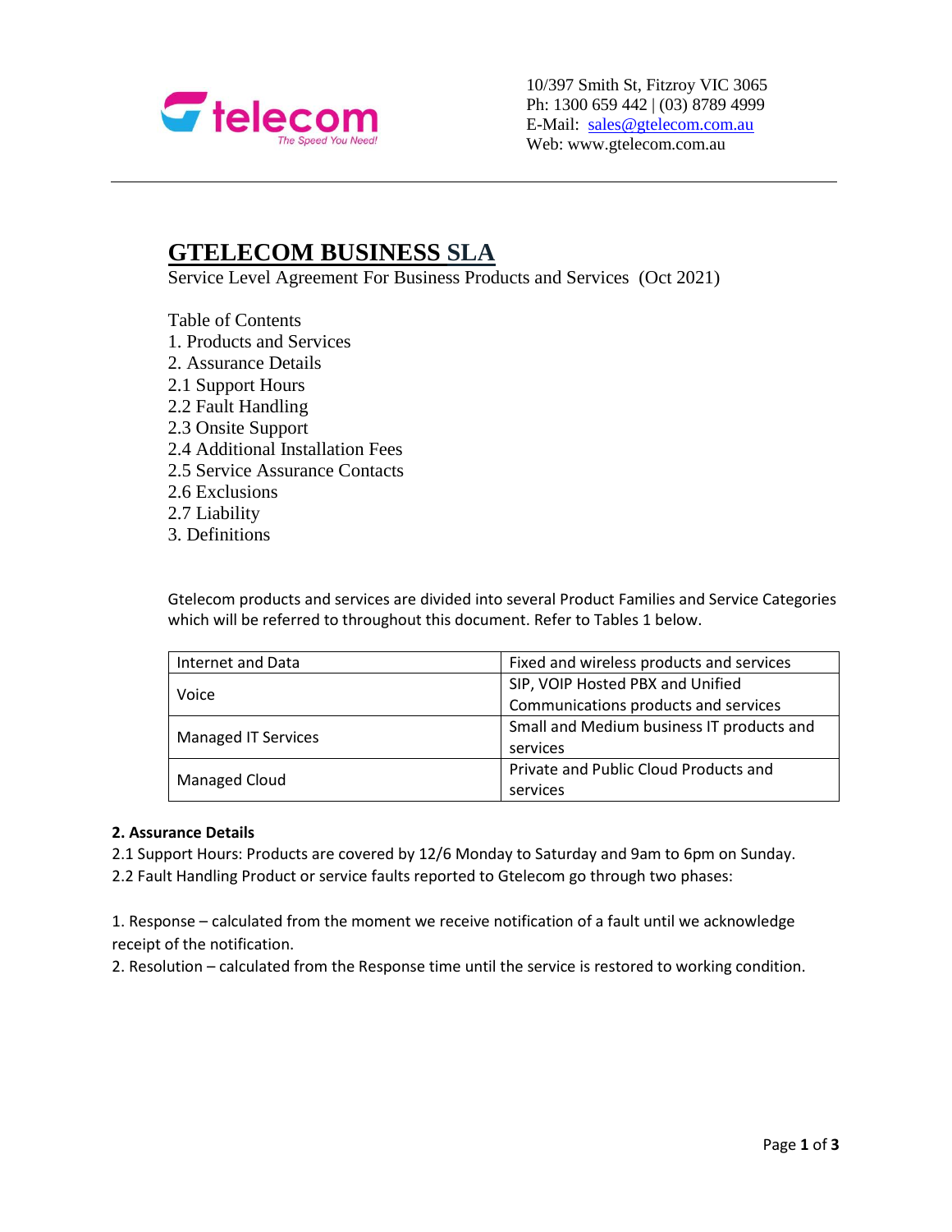10/397 Smith St, Fitzroy VIC 3065
Ph: 1300 659 442 | (03) 8789 4999
E-Mail: sales@gtelecom.com.au
Web: www.gtelecom.com.au

# GTELECOM BUSINESS SLA

Service Level Agreement For Business Products and Services (Oct 2021)

Table of Contents
1. Products and Services
2. Assurance Details
2.1 Support Hours
2.2 Fault Handling
2.3 Onsite Support
2.4 Additional Installation Fees
2.5 Service Assurance Contacts
2.6 Exclusions
2.7 Liability
3. Definitions

Gtelecom products and services are divided into several Product Families and Service Categories which will be referred to throughout this document. Refer to Tables 1 below.

| | |
|---|---|
| Internet and Data | Fixed and wireless products and services |
| Voice | SIP, VOIP Hosted PBX and Unified Communications products and services |
| Managed IT Services | Small and Medium business IT products and services |
| Managed Cloud | Private and Public Cloud Products and services |

**2. Assurance Details**

2.1 Support Hours: Products are covered by 12/6 Monday to Saturday and 9am to 6pm on Sunday.

2.2 Fault Handling Product or service faults reported to Gtelecom go through two phases:

1. Response – calculated from the moment we receive notification of a fault until we acknowledge receipt of the notification.
2. Resolution – calculated from the Response time until the service is restored to working condition.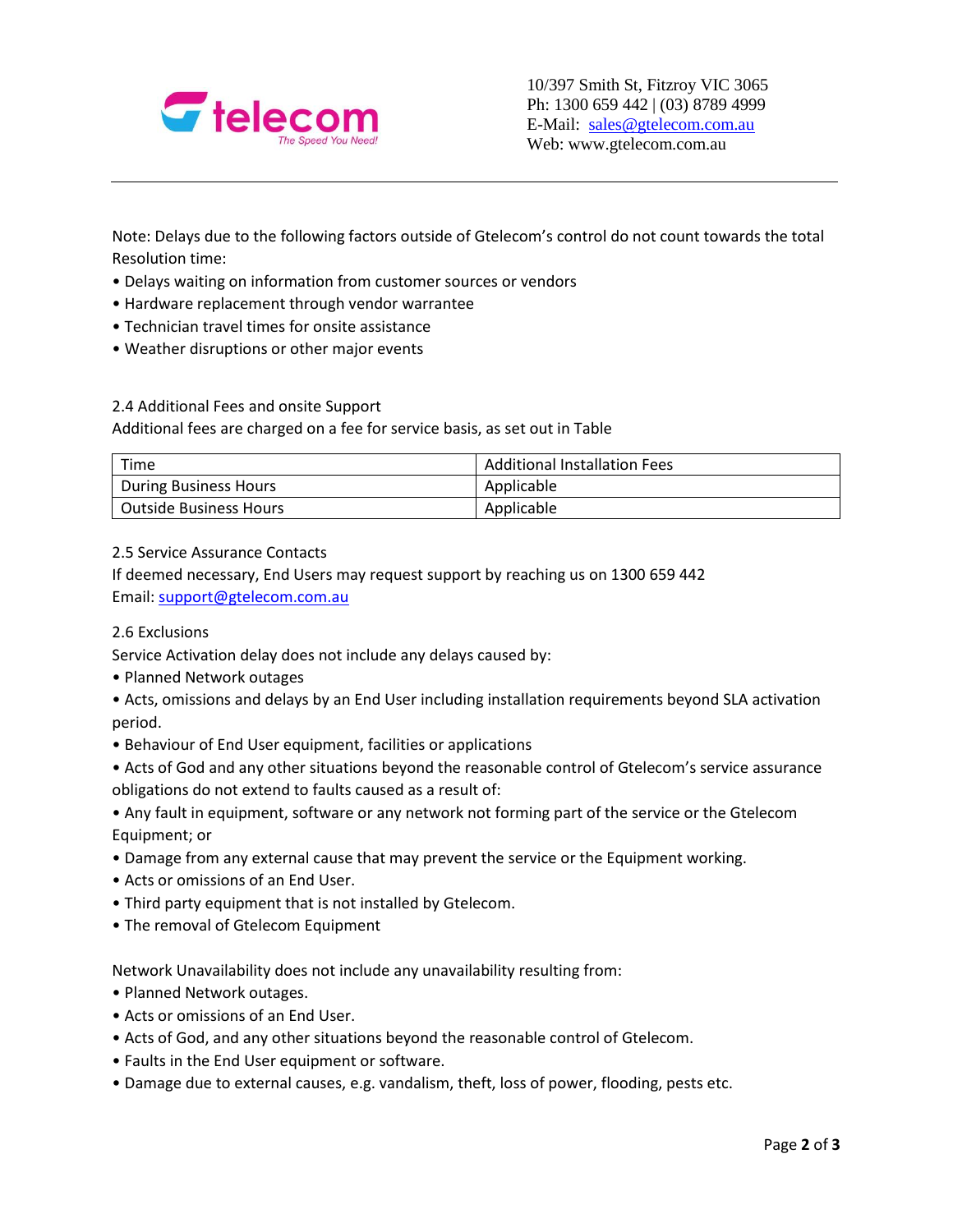Note: Delays due to the following factors outside of Gtelecom's control do not count towards the total Resolution time:

- Delays waiting on information from customer sources or vendors
- Hardware replacement through vendor warrantee
- Technician travel times for onsite assistance
- Weather disruptions or other major events

2.4 Additional Fees and onsite Support

Additional fees are charged on a fee for service basis, as set out in Table

| Time | Additional Installation Fees |
| --- | --- |
| During Business Hours | Applicable |
| Outside Business Hours | Applicable |

2.5 Service Assurance Contacts

If deemed necessary, End Users may request support by reaching us on 1300 659 442

Email: support@gtelecom.com.au

2.6 Exclusions

Service Activation delay does not include any delays caused by:

- Planned Network outages
- Acts, omissions and delays by an End User including installation requirements beyond SLA activation period.
- Behaviour of End User equipment, facilities or applications
- Acts of God and any other situations beyond the reasonable control of Gtelecom's service assurance obligations do not extend to faults caused as a result of:
- Any fault in equipment, software or any network not forming part of the service or the Gtelecom Equipment; or
- Damage from any external cause that may prevent the service or the Equipment working.
- Acts or omissions of an End User.
- Third party equipment that is not installed by Gtelecom.
- The removal of Gtelecom Equipment

Network Unavailability does not include any unavailability resulting from:

- Planned Network outages.
- Acts or omissions of an End User.
- Acts of God, and any other situations beyond the reasonable control of Gtelecom.
- Faults in the End User equipment or software.
- Damage due to external causes, e.g. vandalism, theft, loss of power, flooding, pests etc.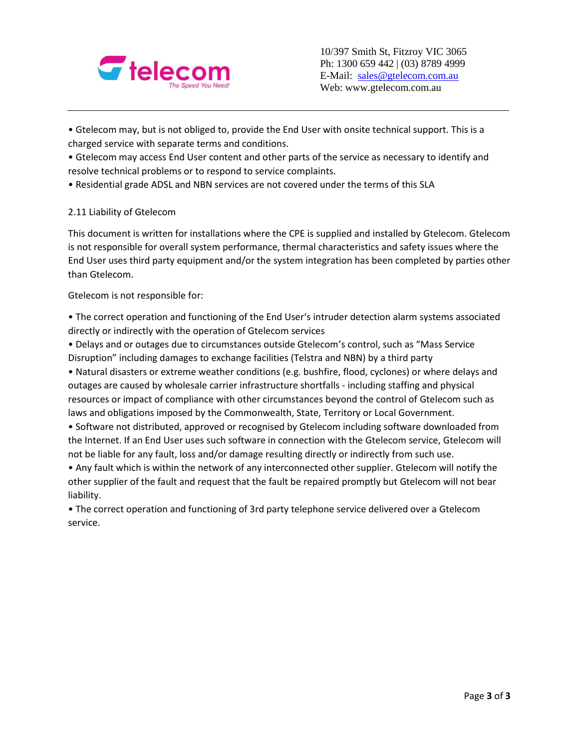- Gtelecom may, but is not obliged to, provide the End User with onsite technical support. This is a charged service with separate terms and conditions.
- Gtelecom may access End User content and other parts of the service as necessary to identify and resolve technical problems or to respond to service complaints.
- Residential grade ADSL and NBN services are not covered under the terms of this SLA

## 2.11 Liability of Gtelecom

This document is written for installations where the CPE is supplied and installed by Gtelecom. Gtelecom is not responsible for overall system performance, thermal characteristics and safety issues where the End User uses third party equipment and/or the system integration has been completed by parties other than Gtelecom.

Gtelecom is not responsible for:

- The correct operation and functioning of the End User's intruder detection alarm systems associated directly or indirectly with the operation of Gtelecom services
- Delays and or outages due to circumstances outside Gtelecom's control, such as "Mass Service Disruption" including damages to exchange facilities (Telstra and NBN) by a third party
- Natural disasters or extreme weather conditions (e.g. bushfire, flood, cyclones) or where delays and outages are caused by wholesale carrier infrastructure shortfalls - including staffing and physical resources or impact of compliance with other circumstances beyond the control of Gtelecom such as laws and obligations imposed by the Commonwealth, State, Territory or Local Government.
- Software not distributed, approved or recognised by Gtelecom including software downloaded from the Internet. If an End User uses such software in connection with the Gtelecom service, Gtelecom will not be liable for any fault, loss and/or damage resulting directly or indirectly from such use.
- Any fault which is within the network of any interconnected other supplier. Gtelecom will notify the other supplier of the fault and request that the fault be repaired promptly but Gtelecom will not bear liability.
- The correct operation and functioning of 3rd party telephone service delivered over a Gtelecom service.